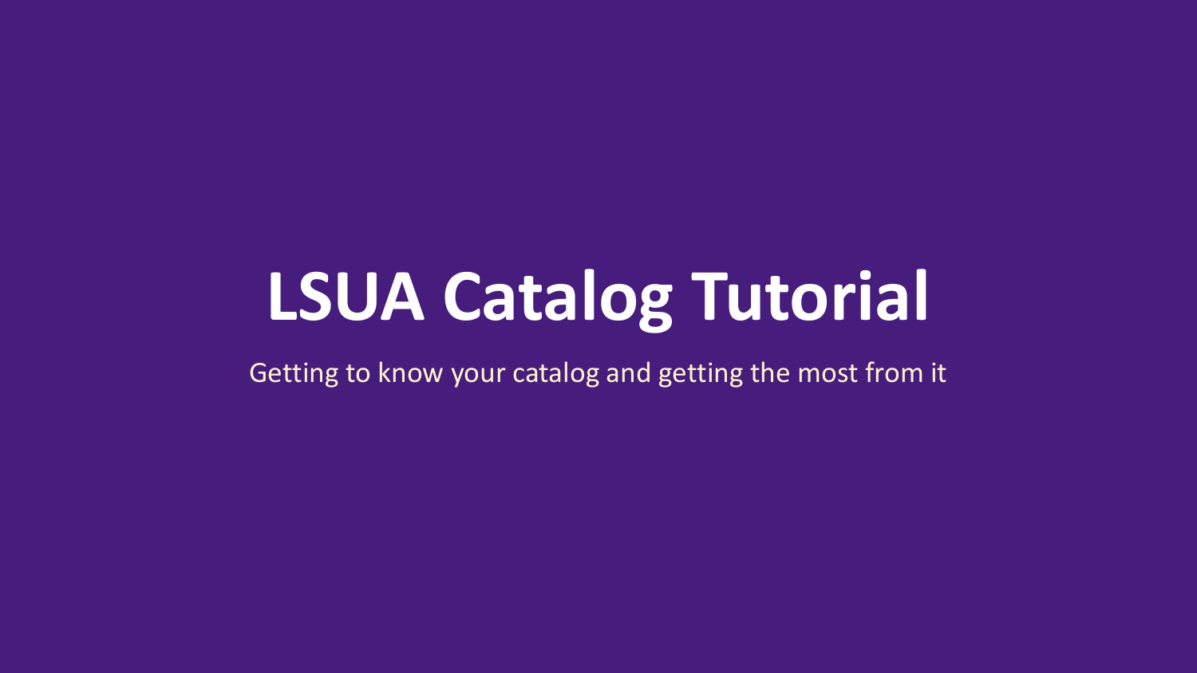# LSUA Catalog Tutorial

Getting to know your catalog and getting the most from it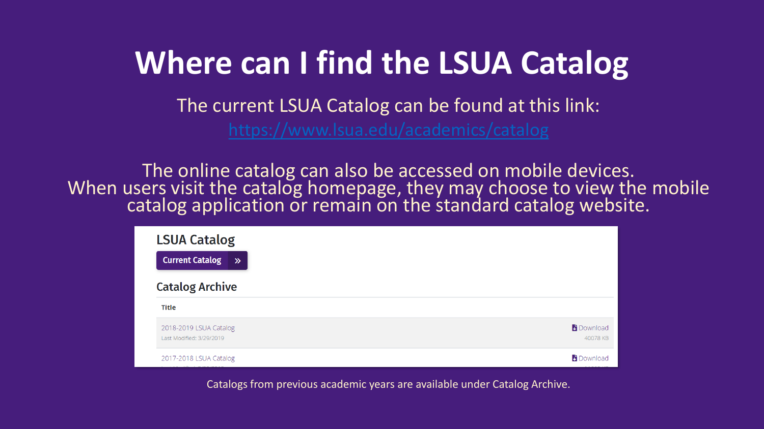# Where can I find the LSUA Catalog

The current LSUA Catalog can be found at this link:
https://www.lsua.edu/academics/catalog

The online catalog can also be accessed on mobile devices. When users visit the catalog homepage, they may choose to view the mobile catalog application or remain on the standard catalog website.

## LSUA Catalog

Current Catalog »

### Catalog Archive

| Title | |
|---|---|
| 2018-2019 LSUA Catalog<br>Last Modified: 3/29/2019 | Download<br>40078 KB |
| 2017-2018 LSUA Catalog | Download |

Catalogs from previous academic years are available under Catalog Archive.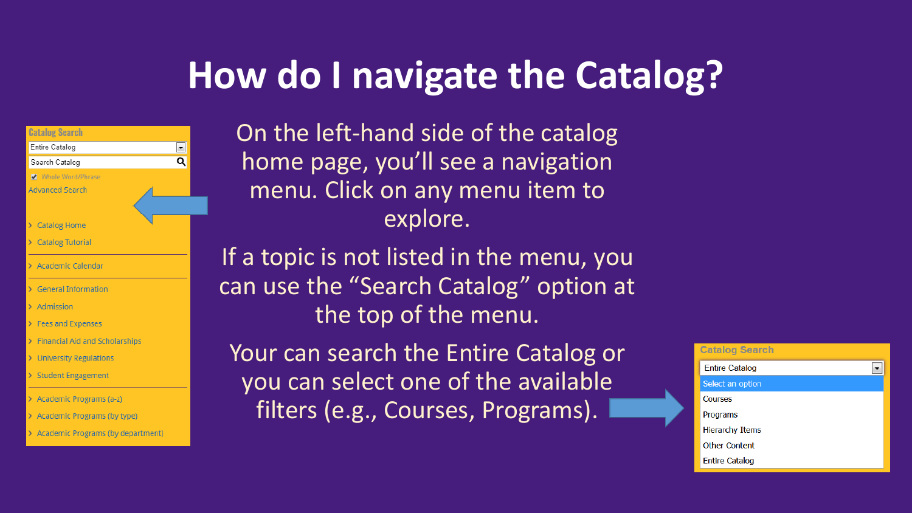# How do I navigate the Catalog?

On the left-hand side of the catalog home page, you'll see a navigation menu. Click on any menu item to explore.

If a topic is not listed in the menu, you can use the "Search Catalog" option at the top of the menu.

Your can search the Entire Catalog or you can select one of the available filters (e.g., Courses, Programs).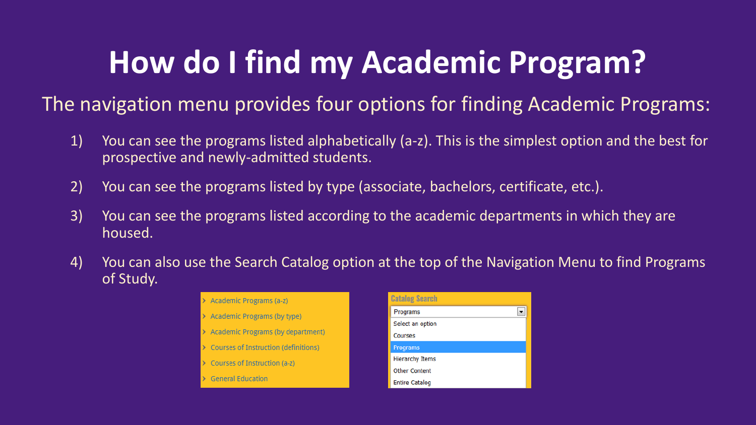# How do I find my Academic Program?

The navigation menu provides four options for finding Academic Programs:

1) You can see the programs listed alphabetically (a-z). This is the simplest option and the best for prospective and newly-admitted students.
2) You can see the programs listed by type (associate, bachelors, certificate, etc.).
3) You can see the programs listed according to the academic departments in which they are housed.
4) You can also use the Search Catalog option at the top of the Navigation Menu to find Programs of Study.

- Academic Programs (a-z)
- Academic Programs (by type)
- Academic Programs (by department)
- Courses of Instruction (definitions)
- Courses of Instruction (a-z)
- General Education

Catalog Search

Programs

- Select an option
- Courses
- Programs
- Hierarchy Items
- Other Content
- Entire Catalog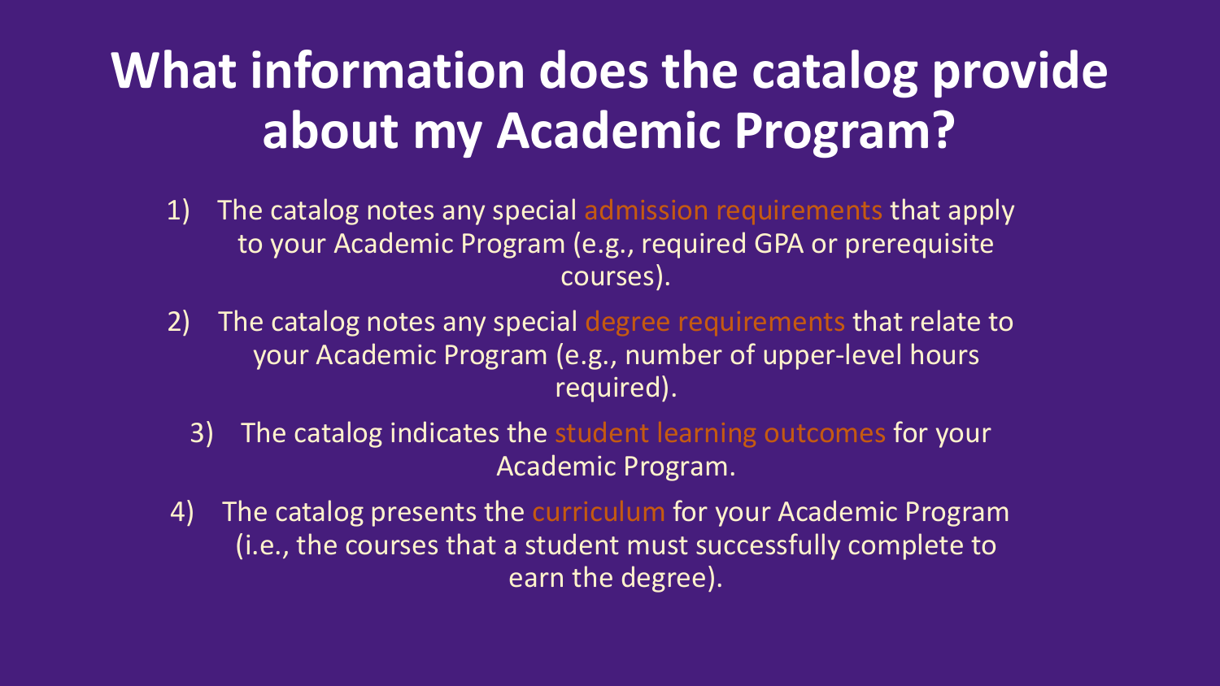# What information does the catalog provide about my Academic Program?

1) The catalog notes any special admission requirements that apply to your Academic Program (e.g., required GPA or prerequisite courses).
2) The catalog notes any special degree requirements that relate to your Academic Program (e.g., number of upper-level hours required).
3) The catalog indicates the student learning outcomes for your Academic Program.
4) The catalog presents the curriculum for your Academic Program (i.e., the courses that a student must successfully complete to earn the degree).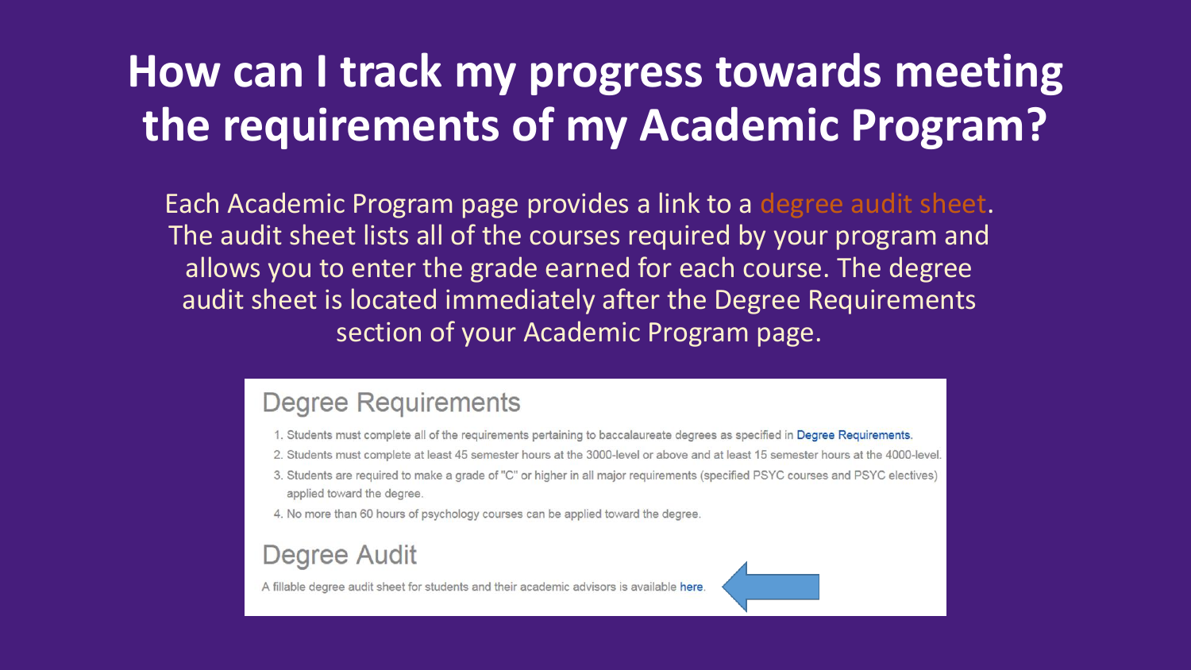# How can I track my progress towards meeting the requirements of my Academic Program?

Each Academic Program page provides a link to a degree audit sheet. The audit sheet lists all of the courses required by your program and allows you to enter the grade earned for each course. The degree audit sheet is located immediately after the Degree Requirements section of your Academic Program page.

## Degree Requirements

1. Students must complete all of the requirements pertaining to baccalaureate degrees as specified in Degree Requirements.
2. Students must complete at least 45 semester hours at the 3000-level or above and at least 15 semester hours at the 4000-level.
3. Students are required to make a grade of "C" or higher in all major requirements (specified PSYC courses and PSYC electives) applied toward the degree.
4. No more than 60 hours of psychology courses can be applied toward the degree.

## Degree Audit

A fillable degree audit sheet for students and their academic advisors is available here.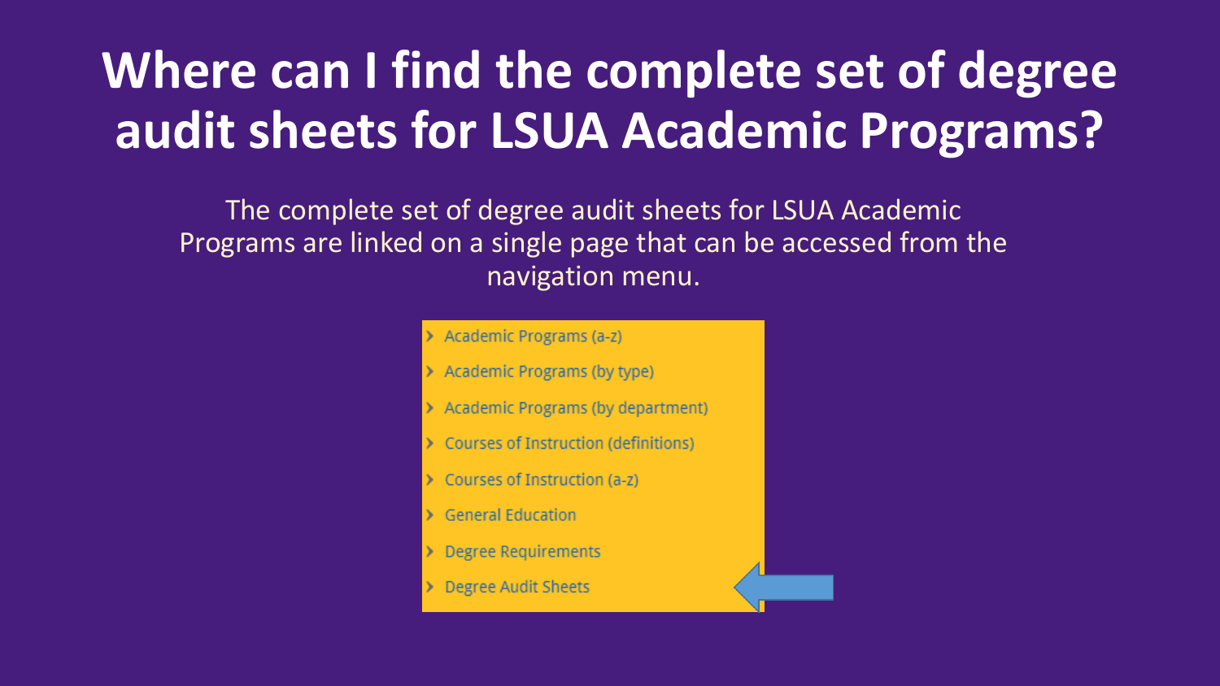# Where can I find the complete set of degree audit sheets for LSUA Academic Programs?

The complete set of degree audit sheets for LSUA Academic Programs are linked on a single page that can be accessed from the navigation menu.

- Academic Programs (a-z)
- Academic Programs (by type)
- Academic Programs (by department)
- Courses of Instruction (definitions)
- Courses of Instruction (a-z)
- General Education
- Degree Requirements
- Degree Audit Sheets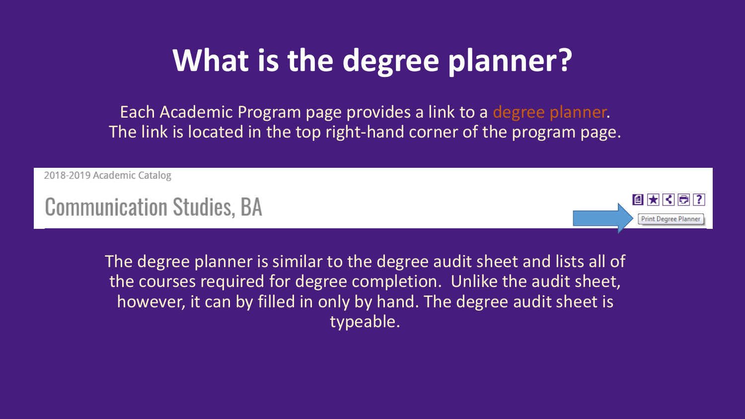# What is the degree planner?

Each Academic Program page provides a link to a degree planner. The link is located in the top right-hand corner of the program page.

2018-2019 Academic Catalog

Communication Studies, BA

Print Degree Planner

The degree planner is similar to the degree audit sheet and lists all of the courses required for degree completion. Unlike the audit sheet, however, it can by filled in only by hand. The degree audit sheet is typeable.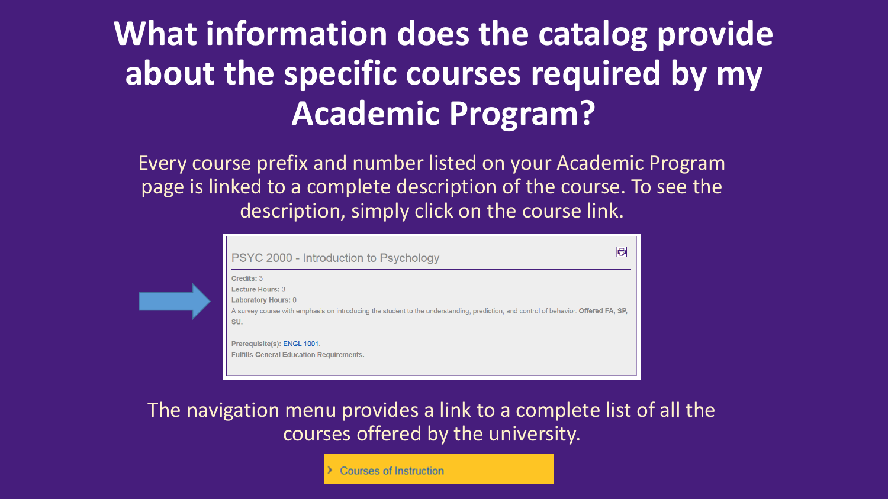# What information does the catalog provide about the specific courses required by my Academic Program?

Every course prefix and number listed on your Academic Program page is linked to a complete description of the course. To see the description, simply click on the course link.

PSYC 2000 - Introduction to Psychology

**Credits:** 3
**Lecture Hours:** 3
**Laboratory Hours:** 0
A survey course with emphasis on introducing the student to the understanding, prediction, and control of behavior. **Offered FA, SP, SU.**

**Prerequisite(s):** ENGL 1001.
**Fulfills General Education Requirements.**

The navigation menu provides a link to a complete list of all the courses offered by the university.

› Courses of Instruction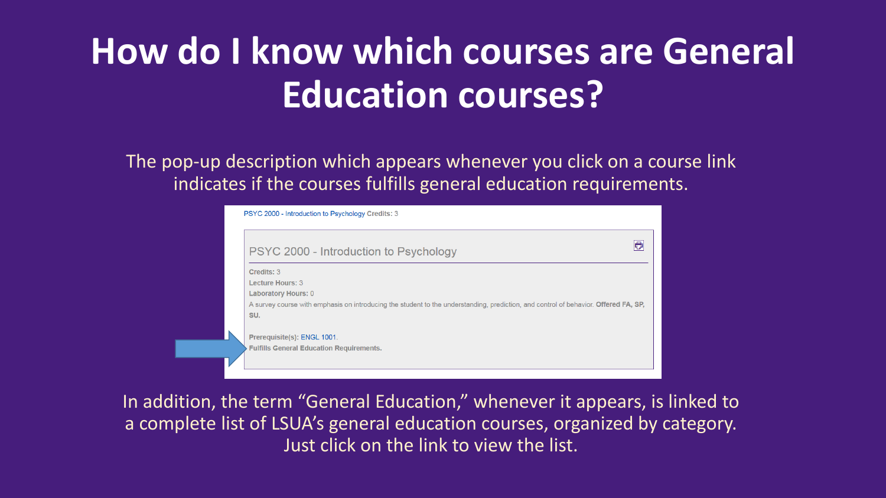# How do I know which courses are General Education courses?

The pop-up description which appears whenever you click on a course link indicates if the courses fulfills general education requirements.

PSYC 2000 - Introduction to Psychology **Credits:** 3

PSYC 2000 - Introduction to Psychology

**Credits:** 3
**Lecture Hours:** 3
**Laboratory Hours:** 0
A survey course with emphasis on introducing the student to the understanding, prediction, and control of behavior. **Offered FA, SP, SU.**

**Prerequisite(s):** ENGL 1001.
**Fulfills General Education Requirements.**

In addition, the term "General Education," whenever it appears, is linked to a complete list of LSUA's general education courses, organized by category. Just click on the link to view the list.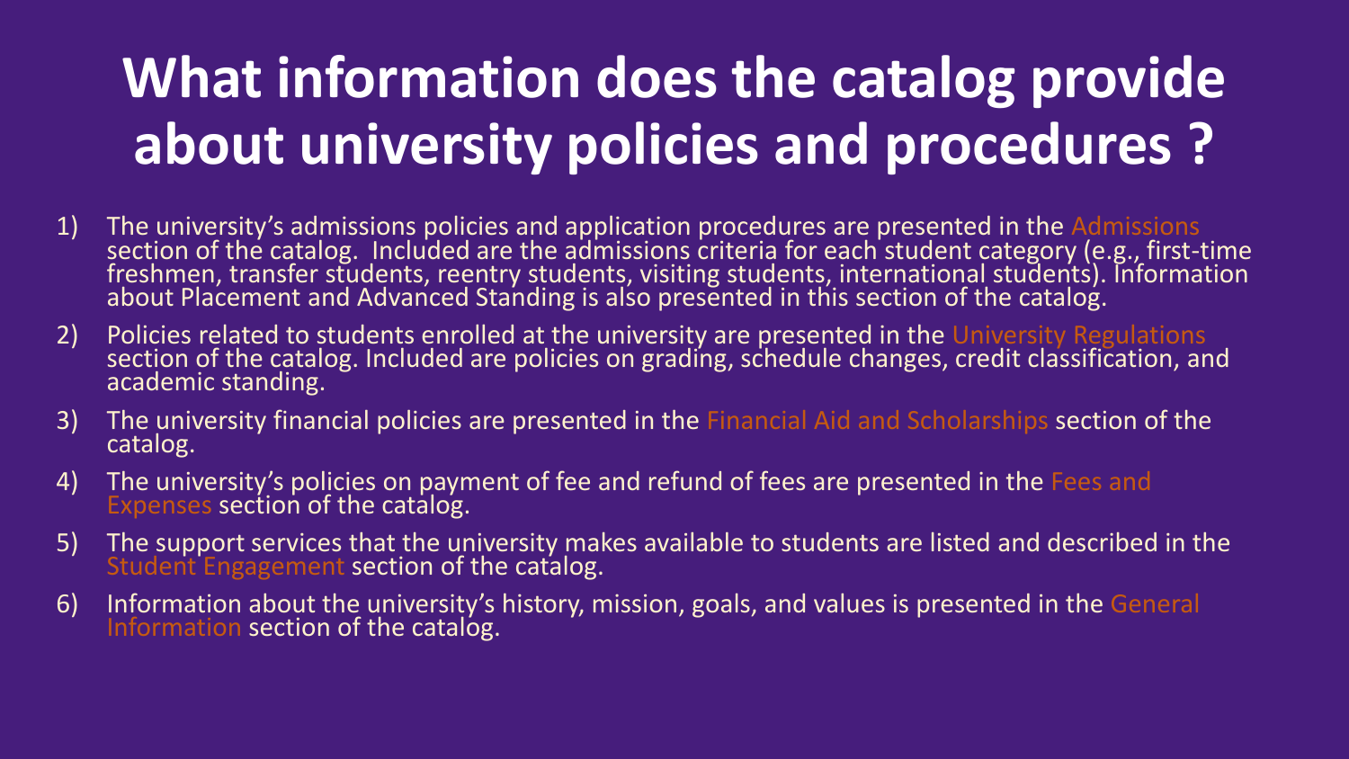# What information does the catalog provide about university policies and procedures ?

1) The university's admissions policies and application procedures are presented in the Admissions section of the catalog. Included are the admissions criteria for each student category (e.g., first-time freshmen, transfer students, reentry students, visiting students, international students). Information about Placement and Advanced Standing is also presented in this section of the catalog.
2) Policies related to students enrolled at the university are presented in the University Regulations section of the catalog. Included are policies on grading, schedule changes, credit classification, and academic standing.
3) The university financial policies are presented in the Financial Aid and Scholarships section of the catalog.
4) The university's policies on payment of fee and refund of fees are presented in the Fees and Expenses section of the catalog.
5) The support services that the university makes available to students are listed and described in the Student Engagement section of the catalog.
6) Information about the university's history, mission, goals, and values is presented in the General Information section of the catalog.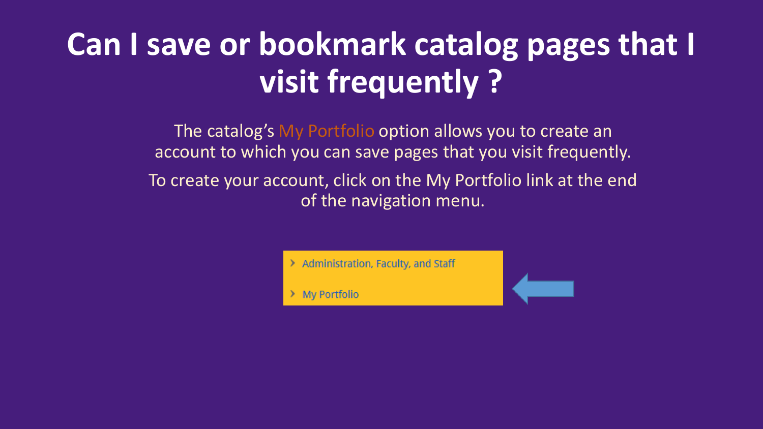# Can I save or bookmark catalog pages that I visit frequently ?

The catalog's My Portfolio option allows you to create an account to which you can save pages that you visit frequently.

To create your account, click on the My Portfolio link at the end of the navigation menu.

- Administration, Faculty, and Staff
- My Portfolio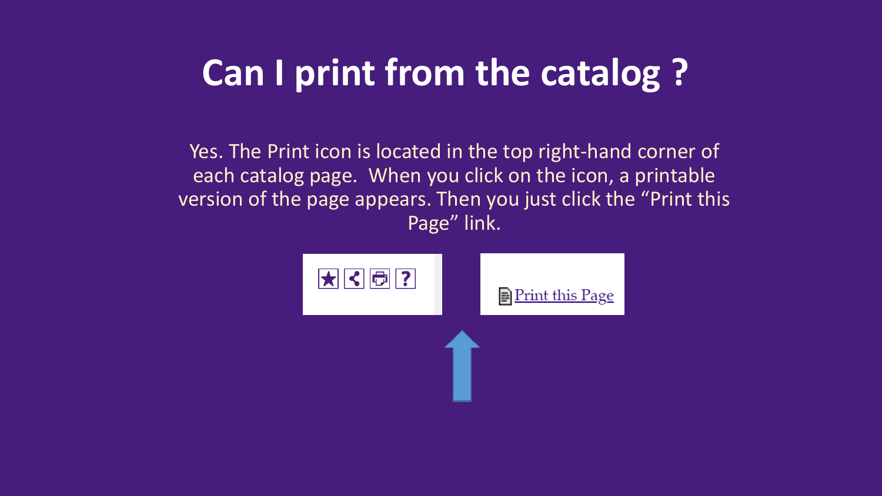# Can I print from the catalog ?

Yes. The Print icon is located in the top right-hand corner of each catalog page. When you click on the icon, a printable version of the page appears. Then you just click the “Print this Page” link.

Print this Page